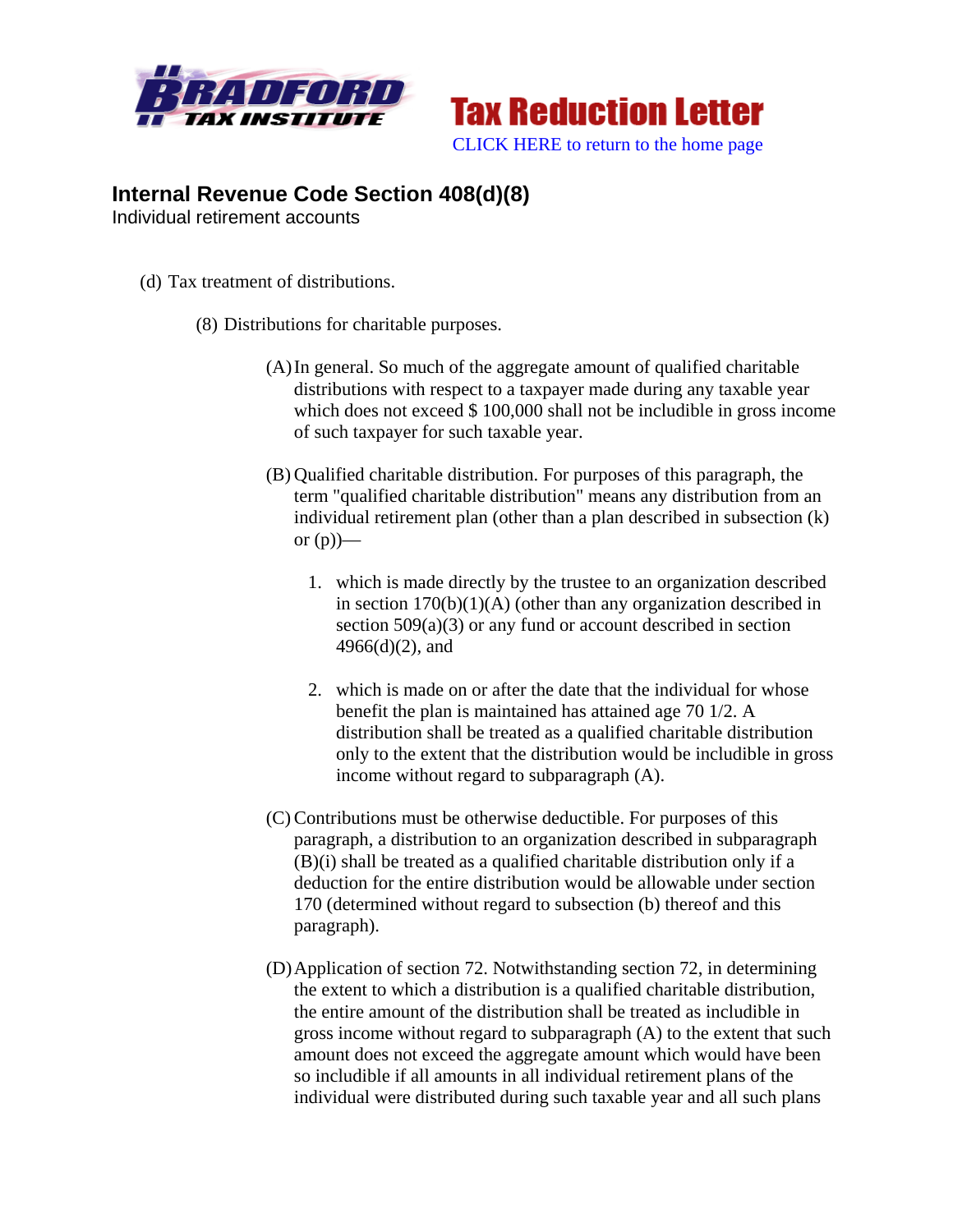Bradford Tax Institute

**Tax Reduction Letter**

CLICK HERE to return to the home page

## Internal Revenue Code Section 408(d)(8)

Individual retirement accounts

(d) Tax treatment of distributions.

(8) Distributions for charitable purposes.

(A) In general. So much of the aggregate amount of qualified charitable distributions with respect to a taxpayer made during any taxable year which does not exceed $ 100,000 shall not be includible in gross income of such taxpayer for such taxable year.

(B) Qualified charitable distribution. For purposes of this paragraph, the term "qualified charitable distribution" means any distribution from an individual retirement plan (other than a plan described in subsection (k) or (p))—

1. which is made directly by the trustee to an organization described in section 170(b)(1)(A) (other than any organization described in section 509(a)(3) or any fund or account described in section 4966(d)(2), and
2. which is made on or after the date that the individual for whose benefit the plan is maintained has attained age 70 1/2. A distribution shall be treated as a qualified charitable distribution only to the extent that the distribution would be includible in gross income without regard to subparagraph (A).

(C) Contributions must be otherwise deductible. For purposes of this paragraph, a distribution to an organization described in subparagraph (B)(i) shall be treated as a qualified charitable distribution only if a deduction for the entire distribution would be allowable under section 170 (determined without regard to subsection (b) thereof and this paragraph).

(D) Application of section 72. Notwithstanding section 72, in determining the extent to which a distribution is a qualified charitable distribution, the entire amount of the distribution shall be treated as includible in gross income without regard to subparagraph (A) to the extent that such amount does not exceed the aggregate amount which would have been so includible if all amounts in all individual retirement plans of the individual were distributed during such taxable year and all such plans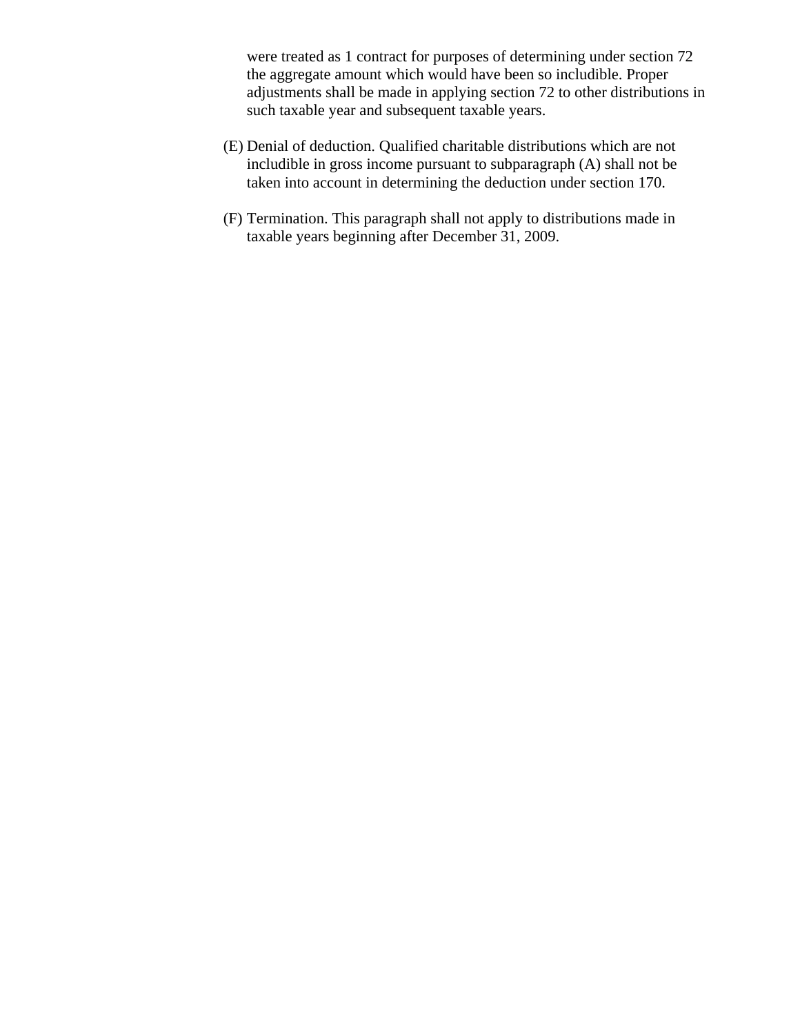were treated as 1 contract for purposes of determining under section 72 the aggregate amount which would have been so includible. Proper adjustments shall be made in applying section 72 to other distributions in such taxable year and subsequent taxable years.

(E) Denial of deduction. Qualified charitable distributions which are not includible in gross income pursuant to subparagraph (A) shall not be taken into account in determining the deduction under section 170.

(F) Termination. This paragraph shall not apply to distributions made in taxable years beginning after December 31, 2009.